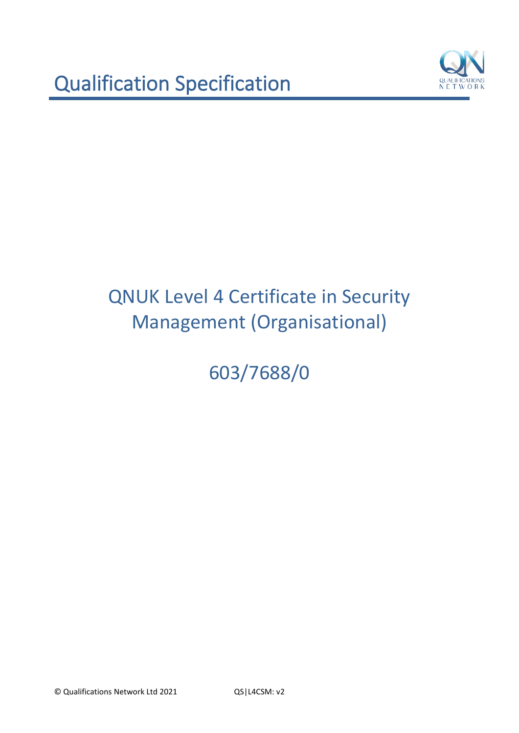# Qualification Specification

# QNUK Level 4 Certificate in Security Management (Organisational)

## 603/7688/0

© Qualifications Network Ltd 2021 QS|L4CSM: v2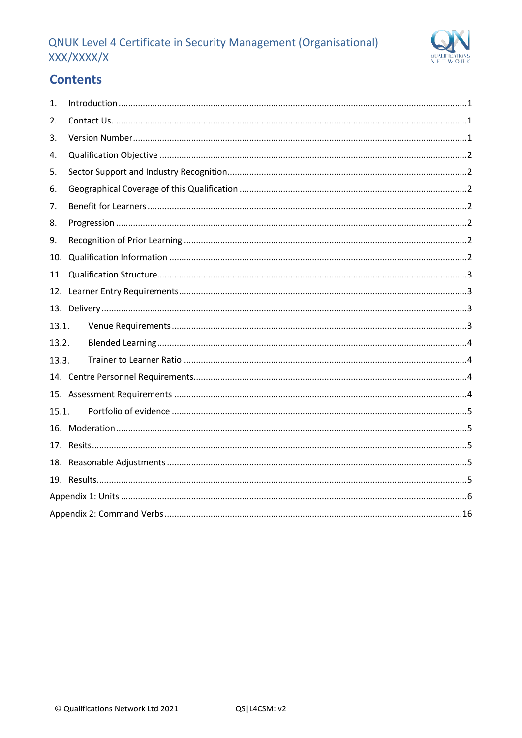## Contents

1. Introduction ....................1
2. Contact Us ....................1
3. Version Number ....................1
4. Qualification Objective ....................2
5. Sector Support and Industry Recognition ....................2
6. Geographical Coverage of this Qualification ....................2
7. Benefit for Learners ....................2
8. Progression ....................2
9. Recognition of Prior Learning ....................2
10. Qualification Information ....................2
11. Qualification Structure ....................3
12. Learner Entry Requirements ....................3
13. Delivery ....................3
    - 13.1. Venue Requirements ....................3
    - 13.2. Blended Learning ....................4
    - 13.3. Trainer to Learner Ratio ....................4
14. Centre Personnel Requirements ....................4
15. Assessment Requirements ....................4
    - 15.1. Portfolio of evidence ....................5
16. Moderation ....................5
17. Resits ....................5
18. Reasonable Adjustments ....................5
19. Results ....................5

Appendix 1: Units ....................6

Appendix 2: Command Verbs ....................16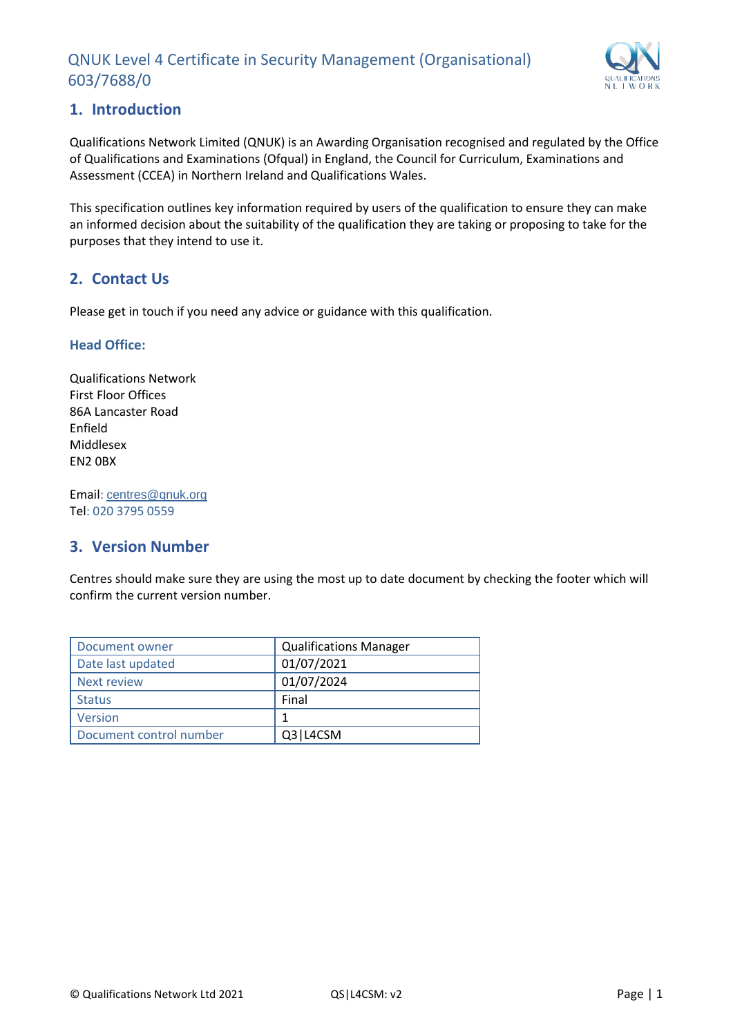## 1. Introduction

Qualifications Network Limited (QNUK) is an Awarding Organisation recognised and regulated by the Office of Qualifications and Examinations (Ofqual) in England, the Council for Curriculum, Examinations and Assessment (CCEA) in Northern Ireland and Qualifications Wales.

This specification outlines key information required by users of the qualification to ensure they can make an informed decision about the suitability of the qualification they are taking or proposing to take for the purposes that they intend to use it.

## 2. Contact Us

Please get in touch if you need any advice or guidance with this qualification.

### Head Office:

Qualifications Network
First Floor Offices
86A Lancaster Road
Enfield
Middlesex
EN2 0BX

Email: centres@qnuk.org
Tel: 020 3795 0559

## 3. Version Number

Centres should make sure they are using the most up to date document by checking the footer which will confirm the current version number.

| Document owner | Qualifications Manager |
|---|---|
| Date last updated | 01/07/2021 |
| Next review | 01/07/2024 |
| Status | Final |
| Version | 1 |
| Document control number | Q3\|L4CSM |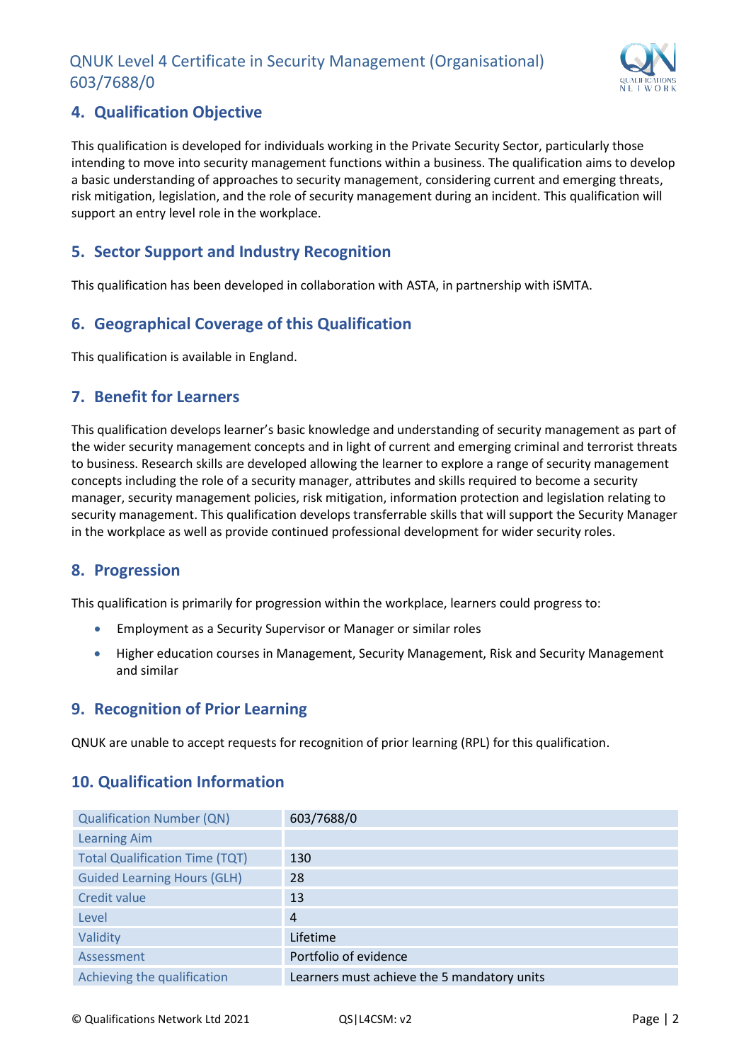## 4. Qualification Objective

This qualification is developed for individuals working in the Private Security Sector, particularly those intending to move into security management functions within a business. The qualification aims to develop a basic understanding of approaches to security management, considering current and emerging threats, risk mitigation, legislation, and the role of security management during an incident. This qualification will support an entry level role in the workplace.

## 5. Sector Support and Industry Recognition

This qualification has been developed in collaboration with ASTA, in partnership with iSMTA.

## 6. Geographical Coverage of this Qualification

This qualification is available in England.

## 7. Benefit for Learners

This qualification develops learner's basic knowledge and understanding of security management as part of the wider security management concepts and in light of current and emerging criminal and terrorist threats to business. Research skills are developed allowing the learner to explore a range of security management concepts including the role of a security manager, attributes and skills required to become a security manager, security management policies, risk mitigation, information protection and legislation relating to security management. This qualification develops transferrable skills that will support the Security Manager in the workplace as well as provide continued professional development for wider security roles.

## 8. Progression

This qualification is primarily for progression within the workplace, learners could progress to:

- Employment as a Security Supervisor or Manager or similar roles
- Higher education courses in Management, Security Management, Risk and Security Management and similar

## 9. Recognition of Prior Learning

QNUK are unable to accept requests for recognition of prior learning (RPL) for this qualification.

## 10. Qualification Information

| Qualification Number (QN) | 603/7688/0 |
|---|---|
| Learning Aim | |
| Total Qualification Time (TQT) | 130 |
| Guided Learning Hours (GLH) | 28 |
| Credit value | 13 |
| Level | 4 |
| Validity | Lifetime |
| Assessment | Portfolio of evidence |
| Achieving the qualification | Learners must achieve the 5 mandatory units |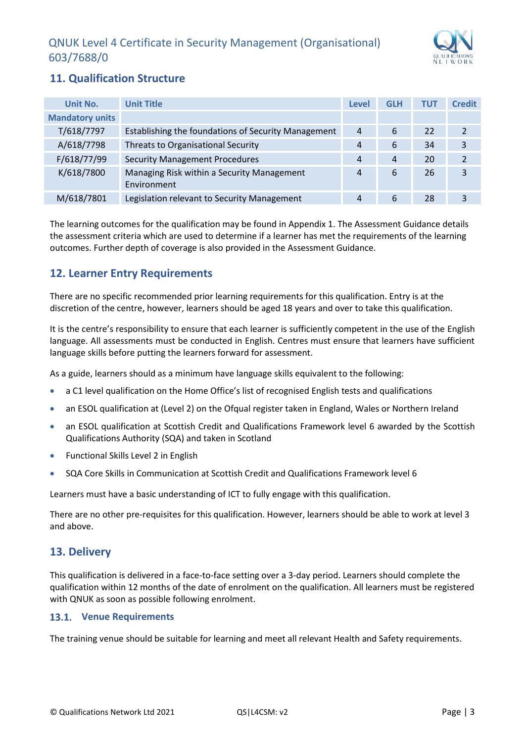## 11. Qualification Structure

| Unit No. | Unit Title | Level | GLH | TUT | Credit |
|---|---|---|---|---|---|
| Mandatory units | | | | | |
| T/618/7797 | Establishing the foundations of Security Management | 4 | 6 | 22 | 2 |
| A/618/7798 | Threats to Organisational Security | 4 | 6 | 34 | 3 |
| F/618/77/99 | Security Management Procedures | 4 | 4 | 20 | 2 |
| K/618/7800 | Managing Risk within a Security Management Environment | 4 | 6 | 26 | 3 |
| M/618/7801 | Legislation relevant to Security Management | 4 | 6 | 28 | 3 |

The learning outcomes for the qualification may be found in Appendix 1. The Assessment Guidance details the assessment criteria which are used to determine if a learner has met the requirements of the learning outcomes. Further depth of coverage is also provided in the Assessment Guidance.

## 12. Learner Entry Requirements

There are no specific recommended prior learning requirements for this qualification. Entry is at the discretion of the centre, however, learners should be aged 18 years and over to take this qualification.

It is the centre's responsibility to ensure that each learner is sufficiently competent in the use of the English language. All assessments must be conducted in English. Centres must ensure that learners have sufficient language skills before putting the learners forward for assessment.

As a guide, learners should as a minimum have language skills equivalent to the following:

- a C1 level qualification on the Home Office's list of recognised English tests and qualifications
- an ESOL qualification at (Level 2) on the Ofqual register taken in England, Wales or Northern Ireland
- an ESOL qualification at Scottish Credit and Qualifications Framework level 6 awarded by the Scottish Qualifications Authority (SQA) and taken in Scotland
- Functional Skills Level 2 in English
- SQA Core Skills in Communication at Scottish Credit and Qualifications Framework level 6

Learners must have a basic understanding of ICT to fully engage with this qualification.

There are no other pre-requisites for this qualification. However, learners should be able to work at level 3 and above.

## 13. Delivery

This qualification is delivered in a face-to-face setting over a 3-day period. Learners should complete the qualification within 12 months of the date of enrolment on the qualification. All learners must be registered with QNUK as soon as possible following enrolment.

### 13.1. Venue Requirements

The training venue should be suitable for learning and meet all relevant Health and Safety requirements.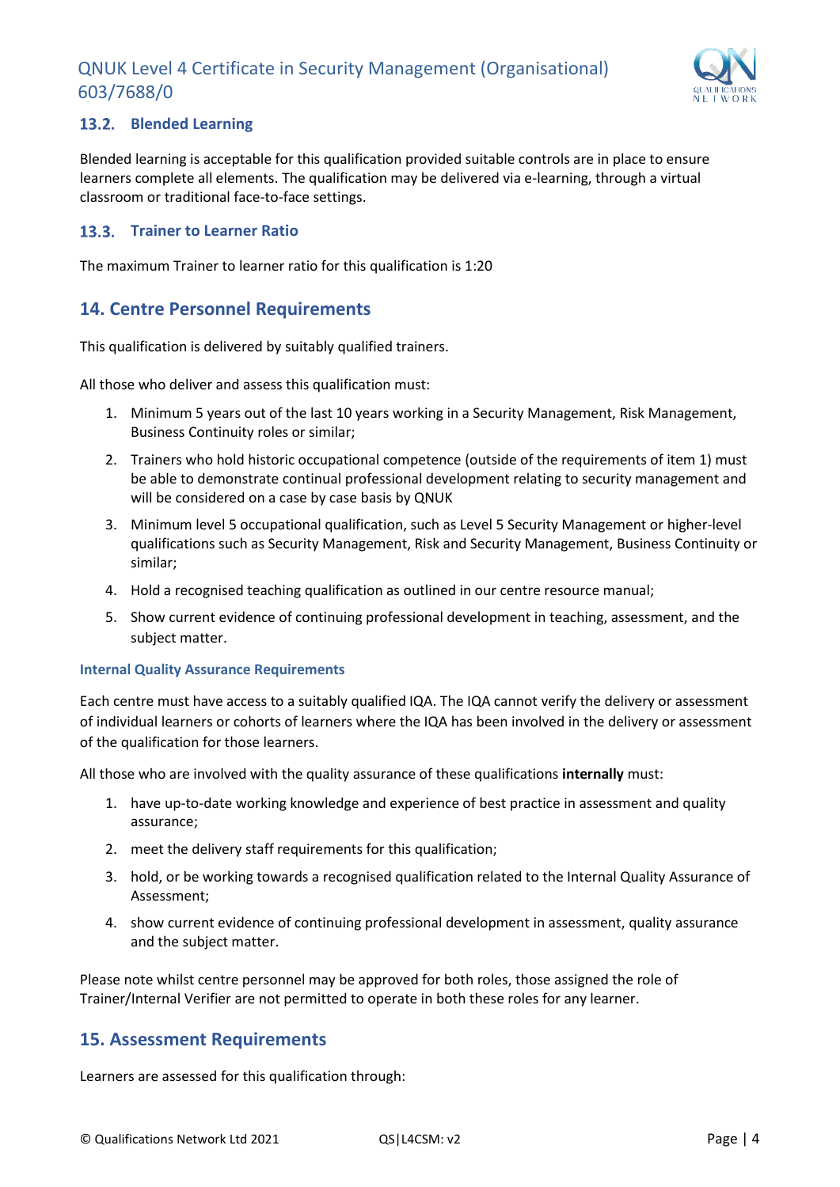### 13.2. Blended Learning

Blended learning is acceptable for this qualification provided suitable controls are in place to ensure learners complete all elements. The qualification may be delivered via e-learning, through a virtual classroom or traditional face-to-face settings.

### 13.3. Trainer to Learner Ratio

The maximum Trainer to learner ratio for this qualification is 1:20

## 14. Centre Personnel Requirements

This qualification is delivered by suitably qualified trainers.

All those who deliver and assess this qualification must:

1. Minimum 5 years out of the last 10 years working in a Security Management, Risk Management, Business Continuity roles or similar;
2. Trainers who hold historic occupational competence (outside of the requirements of item 1) must be able to demonstrate continual professional development relating to security management and will be considered on a case by case basis by QNUK
3. Minimum level 5 occupational qualification, such as Level 5 Security Management or higher-level qualifications such as Security Management, Risk and Security Management, Business Continuity or similar;
4. Hold a recognised teaching qualification as outlined in our centre resource manual;
5. Show current evidence of continuing professional development in teaching, assessment, and the subject matter.

#### Internal Quality Assurance Requirements

Each centre must have access to a suitably qualified IQA. The IQA cannot verify the delivery or assessment of individual learners or cohorts of learners where the IQA has been involved in the delivery or assessment of the qualification for those learners.

All those who are involved with the quality assurance of these qualifications **internally** must:

1. have up-to-date working knowledge and experience of best practice in assessment and quality assurance;
2. meet the delivery staff requirements for this qualification;
3. hold, or be working towards a recognised qualification related to the Internal Quality Assurance of Assessment;
4. show current evidence of continuing professional development in assessment, quality assurance and the subject matter.

Please note whilst centre personnel may be approved for both roles, those assigned the role of Trainer/Internal Verifier are not permitted to operate in both these roles for any learner.

## 15. Assessment Requirements

Learners are assessed for this qualification through: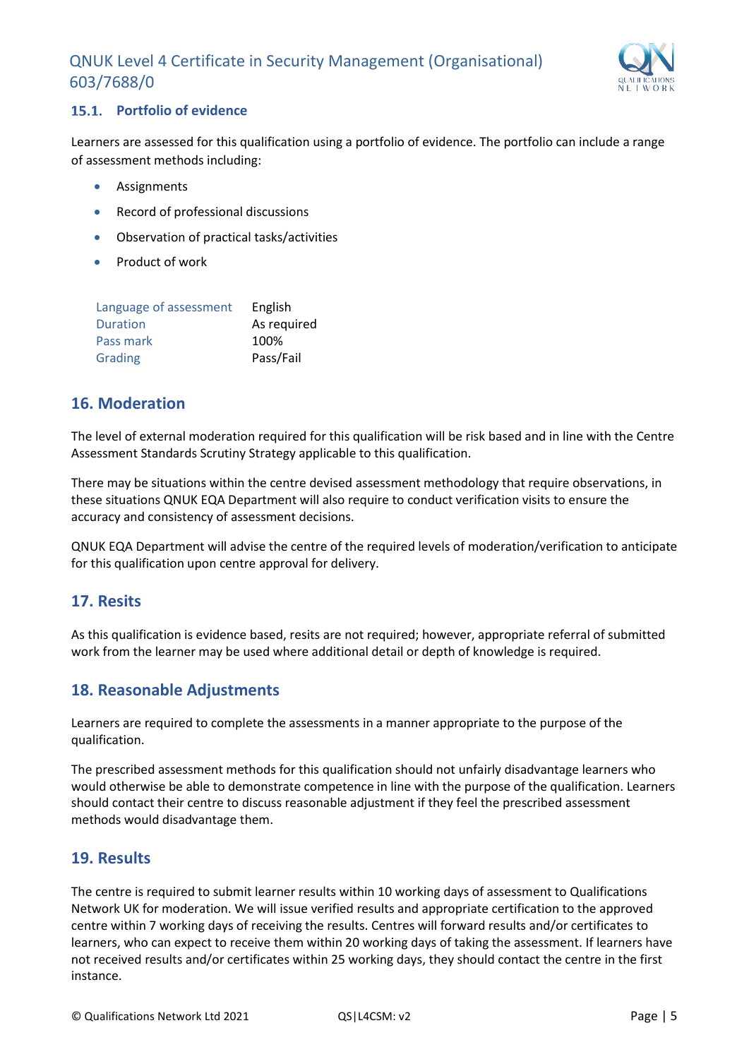### 15.1. Portfolio of evidence

Learners are assessed for this qualification using a portfolio of evidence. The portfolio can include a range of assessment methods including:

- Assignments
- Record of professional discussions
- Observation of practical tasks/activities
- Product of work

| | |
|---|---|
| Language of assessment | English |
| Duration | As required |
| Pass mark | 100% |
| Grading | Pass/Fail |

## 16. Moderation

The level of external moderation required for this qualification will be risk based and in line with the Centre Assessment Standards Scrutiny Strategy applicable to this qualification.

There may be situations within the centre devised assessment methodology that require observations, in these situations QNUK EQA Department will also require to conduct verification visits to ensure the accuracy and consistency of assessment decisions.

QNUK EQA Department will advise the centre of the required levels of moderation/verification to anticipate for this qualification upon centre approval for delivery.

## 17. Resits

As this qualification is evidence based, resits are not required; however, appropriate referral of submitted work from the learner may be used where additional detail or depth of knowledge is required.

## 18. Reasonable Adjustments

Learners are required to complete the assessments in a manner appropriate to the purpose of the qualification.

The prescribed assessment methods for this qualification should not unfairly disadvantage learners who would otherwise be able to demonstrate competence in line with the purpose of the qualification. Learners should contact their centre to discuss reasonable adjustment if they feel the prescribed assessment methods would disadvantage them.

## 19. Results

The centre is required to submit learner results within 10 working days of assessment to Qualifications Network UK for moderation. We will issue verified results and appropriate certification to the approved centre within 7 working days of receiving the results. Centres will forward results and/or certificates to learners, who can expect to receive them within 20 working days of taking the assessment. If learners have not received results and/or certificates within 25 working days, they should contact the centre in the first instance.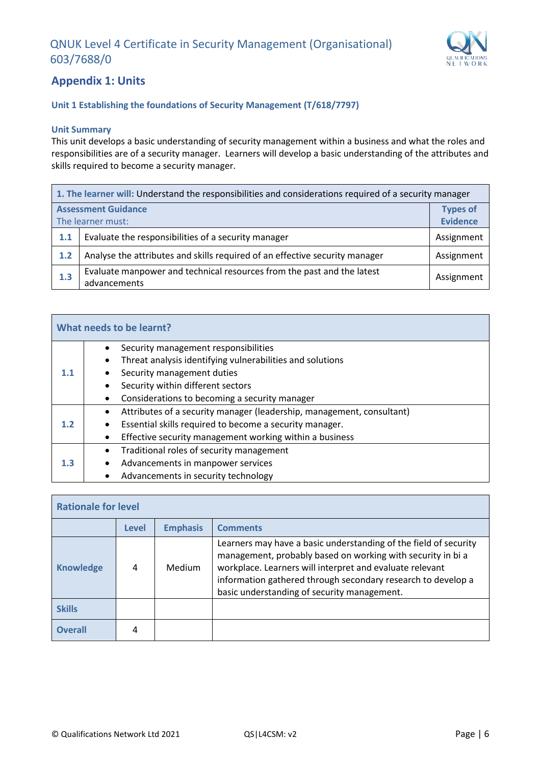## Appendix 1: Units

### Unit 1 Establishing the foundations of Security Management (T/618/7797)

**Unit Summary**

This unit develops a basic understanding of security management within a business and what the roles and responsibilities are of a security manager. Learners will develop a basic understanding of the attributes and skills required to become a security manager.

| **1. The learner will:** Understand the responsibilities and considerations required of a security manager | | |
|---|---|---|
| **Assessment Guidance** The learner must: | | **Types of Evidence** |
| **1.1** | Evaluate the responsibilities of a security manager | Assignment |
| **1.2** | Analyse the attributes and skills required of an effective security manager | Assignment |
| **1.3** | Evaluate manpower and technical resources from the past and the latest advancements | Assignment |

| **What needs to be learnt?** | |
|---|---|
| **1.1** | • Security management responsibilities<br>• Threat analysis identifying vulnerabilities and solutions<br>• Security management duties<br>• Security within different sectors<br>• Considerations to becoming a security manager |
| **1.2** | • Attributes of a security manager (leadership, management, consultant)<br>• Essential skills required to become a security manager.<br>• Effective security management working within a business |
| **1.3** | • Traditional roles of security management<br>• Advancements in manpower services<br>• Advancements in security technology |

| **Rationale for level** | | | |
|---|---|---|---|
| | **Level** | **Emphasis** | **Comments** |
| **Knowledge** | 4 | Medium | Learners may have a basic understanding of the field of security management, probably based on working with security in bi a workplace. Learners will interpret and evaluate relevant information gathered through secondary research to develop a basic understanding of security management. |
| **Skills** | | | |
| **Overall** | 4 | | |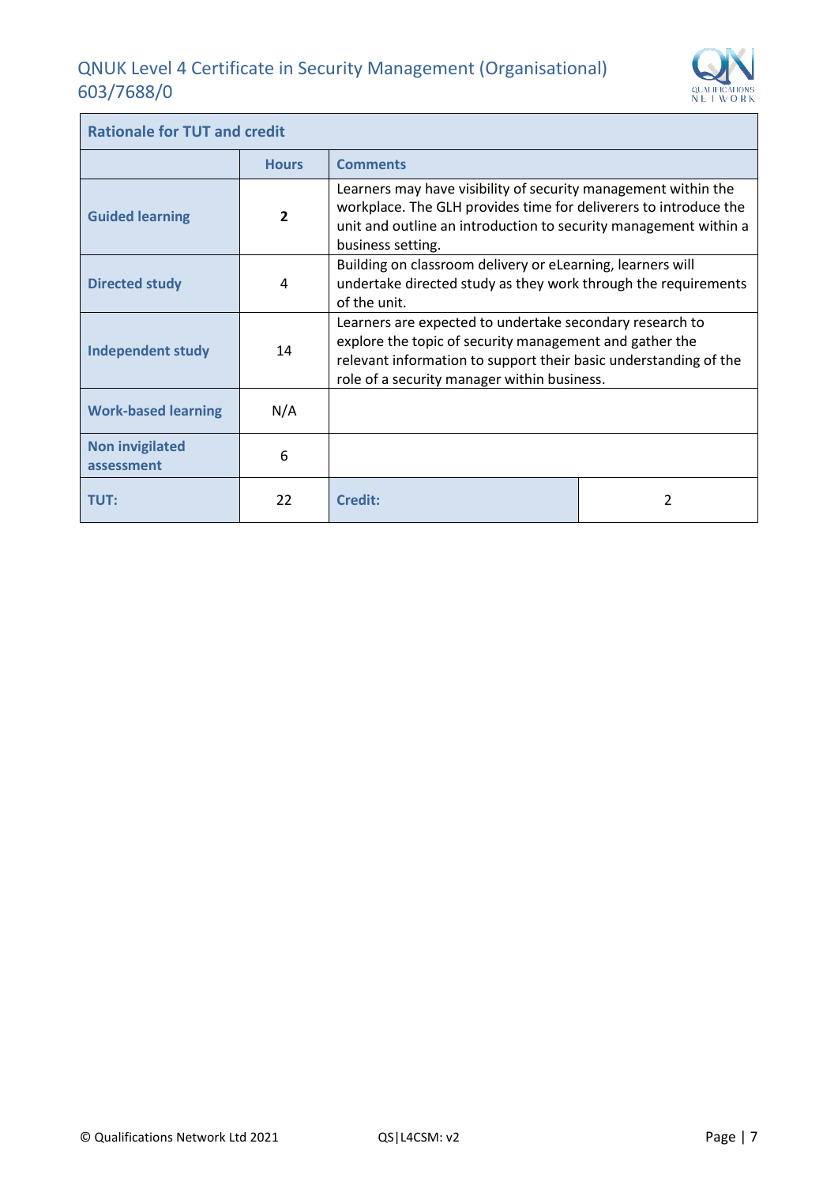| Rationale for TUT and credit | | | |
|---|---|---|---|
| | **Hours** | **Comments** | |
| **Guided learning** | **2** | Learners may have visibility of security management within the workplace. The GLH provides time for deliverers to introduce the unit and outline an introduction to security management within a business setting. | |
| **Directed study** | 4 | Building on classroom delivery or eLearning, learners will undertake directed study as they work through the requirements of the unit. | |
| **Independent study** | 14 | Learners are expected to undertake secondary research to explore the topic of security management and gather the relevant information to support their basic understanding of the role of a security manager within business. | |
| **Work-based learning** | N/A | | |
| **Non invigilated assessment** | 6 | | |
| **TUT:** | 22 | **Credit:** | 2 |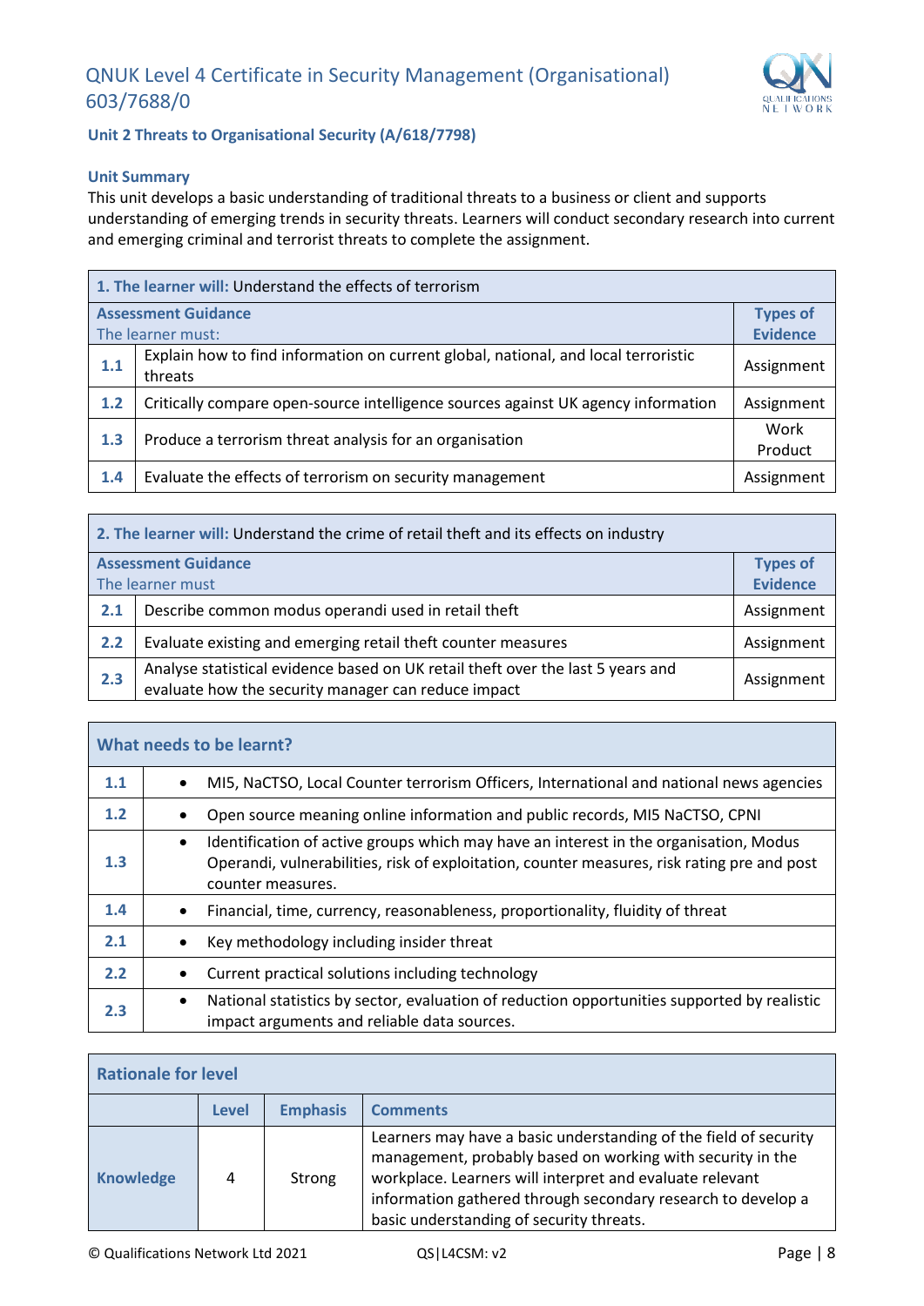# QNUK Level 4 Certificate in Security Management (Organisational) 603/7688/0

## Unit 2 Threats to Organisational Security (A/618/7798)

### Unit Summary

This unit develops a basic understanding of traditional threats to a business or client and supports understanding of emerging trends in security threats. Learners will conduct secondary research into current and emerging criminal and terrorist threats to complete the assignment.

| **1. The learner will:** Understand the effects of terrorism | | |
|---|---|---|
| **Assessment Guidance** The learner must: | | **Types of Evidence** |
| **1.1** | Explain how to find information on current global, national, and local terroristic threats | Assignment |
| **1.2** | Critically compare open-source intelligence sources against UK agency information | Assignment |
| **1.3** | Produce a terrorism threat analysis for an organisation | Work Product |
| **1.4** | Evaluate the effects of terrorism on security management | Assignment |

| **2. The learner will:** Understand the crime of retail theft and its effects on industry | | |
|---|---|---|
| **Assessment Guidance** The learner must | | **Types of Evidence** |
| **2.1** | Describe common modus operandi used in retail theft | Assignment |
| **2.2** | Evaluate existing and emerging retail theft counter measures | Assignment |
| **2.3** | Analyse statistical evidence based on UK retail theft over the last 5 years and evaluate how the security manager can reduce impact | Assignment |

| **What needs to be learnt?** | |
|---|---|
| **1.1** | • MI5, NaCTSO, Local Counter terrorism Officers, International and national news agencies |
| **1.2** | • Open source meaning online information and public records, MI5 NaCTSO, CPNI |
| **1.3** | • Identification of active groups which may have an interest in the organisation, Modus Operandi, vulnerabilities, risk of exploitation, counter measures, risk rating pre and post counter measures. |
| **1.4** | • Financial, time, currency, reasonableness, proportionality, fluidity of threat |
| **2.1** | • Key methodology including insider threat |
| **2.2** | • Current practical solutions including technology |
| **2.3** | • National statistics by sector, evaluation of reduction opportunities supported by realistic impact arguments and reliable data sources. |

| **Rationale for level** | | | |
|---|---|---|---|
| | **Level** | **Emphasis** | **Comments** |
| **Knowledge** | 4 | Strong | Learners may have a basic understanding of the field of security management, probably based on working with security in the workplace. Learners will interpret and evaluate relevant information gathered through secondary research to develop a basic understanding of security threats. |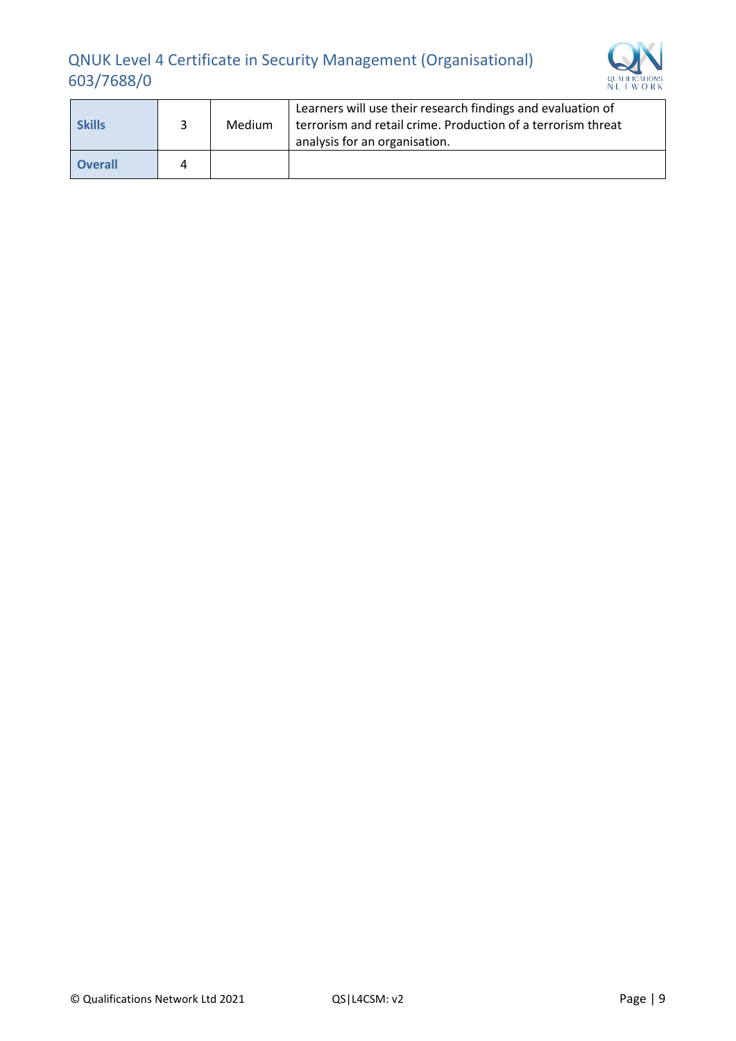| | | | |
|---|---|---|---|
| **Skills** | 3 | Medium | Learners will use their research findings and evaluation of terrorism and retail crime. Production of a terrorism threat analysis for an organisation. |
| **Overall** | 4 | | |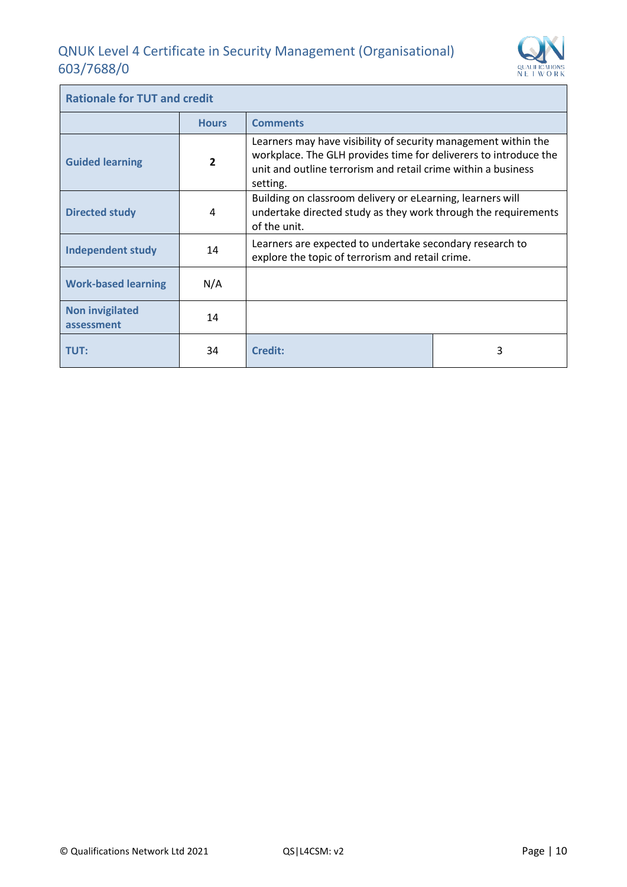| Rationale for TUT and credit | | | |
|---|---|---|---|
| | **Hours** | **Comments** | |
| **Guided learning** | **2** | Learners may have visibility of security management within the workplace. The GLH provides time for deliverers to introduce the unit and outline terrorism and retail crime within a business setting. | |
| **Directed study** | 4 | Building on classroom delivery or eLearning, learners will undertake directed study as they work through the requirements of the unit. | |
| **Independent study** | 14 | Learners are expected to undertake secondary research to explore the topic of terrorism and retail crime. | |
| **Work-based learning** | N/A | | |
| **Non invigilated assessment** | 14 | | |
| **TUT:** | 34 | **Credit:** | 3 |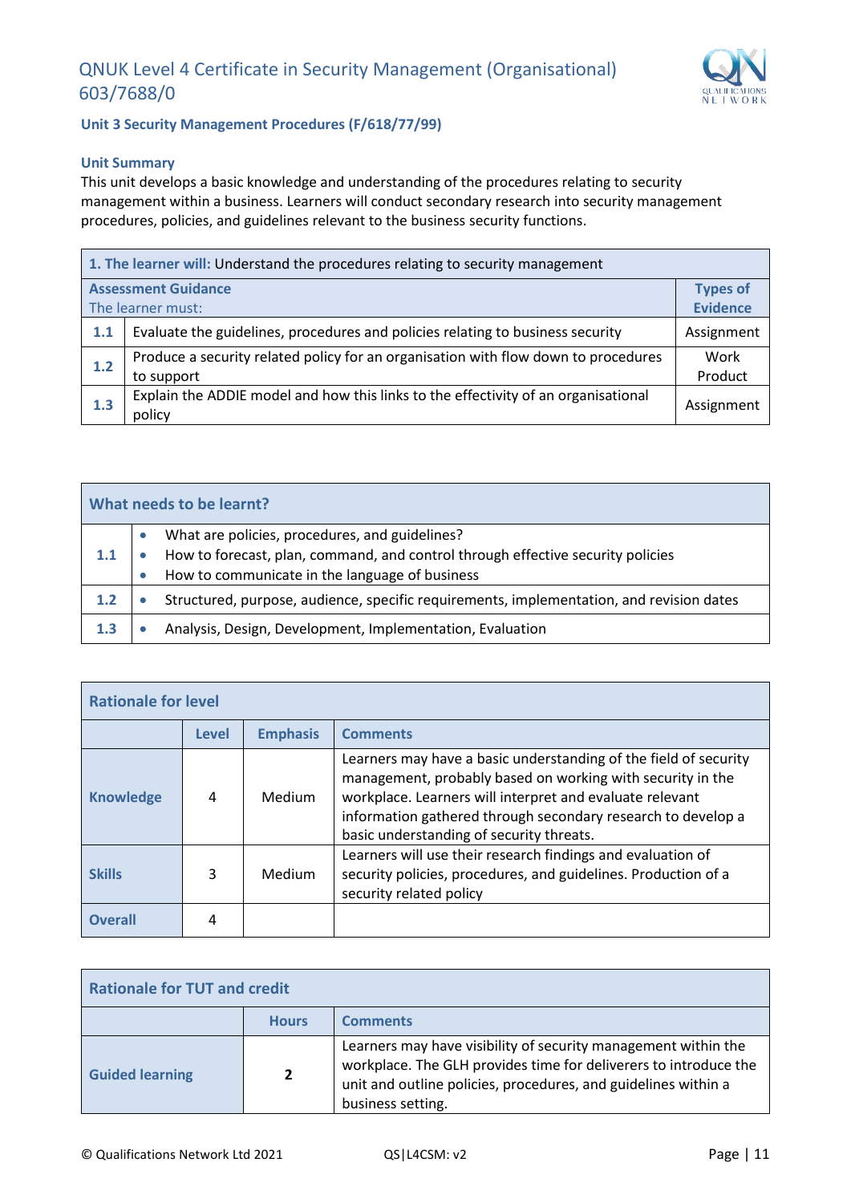# QNUK Level 4 Certificate in Security Management (Organisational) 603/7688/0

## Unit 3 Security Management Procedures (F/618/77/99)

### Unit Summary

This unit develops a basic knowledge and understanding of the procedures relating to security management within a business. Learners will conduct secondary research into security management procedures, policies, and guidelines relevant to the business security functions.

| **1. The learner will:** Understand the procedures relating to security management | | |
|---|---|---|
| **Assessment Guidance**<br>The learner must: | | **Types of Evidence** |
| **1.1** | Evaluate the guidelines, procedures and policies relating to business security | Assignment |
| **1.2** | Produce a security related policy for an organisation with flow down to procedures to support | Work Product |
| **1.3** | Explain the ADDIE model and how this links to the effectivity of an organisational policy | Assignment |

| **What needs to be learnt?** | |
|---|---|
| **1.1** | • What are policies, procedures, and guidelines?<br>• How to forecast, plan, command, and control through effective security policies<br>• How to communicate in the language of business |
| **1.2** | • Structured, purpose, audience, specific requirements, implementation, and revision dates |
| **1.3** | • Analysis, Design, Development, Implementation, Evaluation |

| **Rationale for level** | | | |
|---|---|---|---|
| | **Level** | **Emphasis** | **Comments** |
| **Knowledge** | 4 | Medium | Learners may have a basic understanding of the field of security management, probably based on working with security in the workplace. Learners will interpret and evaluate relevant information gathered through secondary research to develop a basic understanding of security threats. |
| **Skills** | 3 | Medium | Learners will use their research findings and evaluation of security policies, procedures, and guidelines. Production of a security related policy |
| **Overall** | 4 | | |

| **Rationale for TUT and credit** | | |
|---|---|---|
| | **Hours** | **Comments** |
| **Guided learning** | **2** | Learners may have visibility of security management within the workplace. The GLH provides time for deliverers to introduce the unit and outline policies, procedures, and guidelines within a business setting. |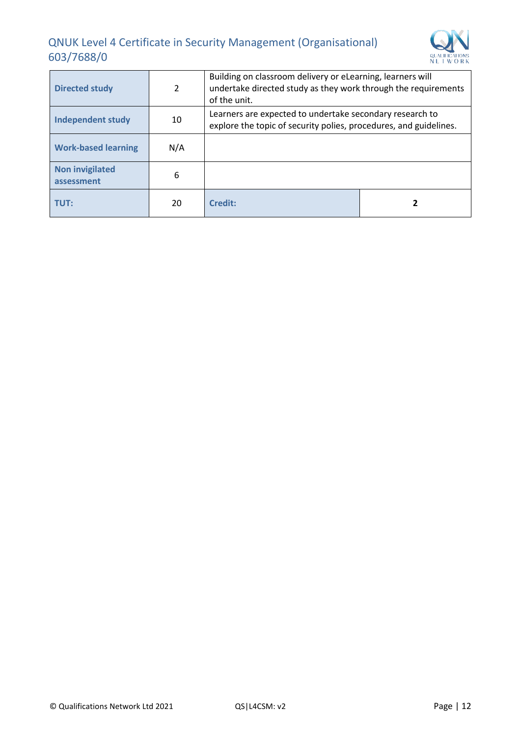| Directed study | 2 | Building on classroom delivery or eLearning, learners will undertake directed study as they work through the requirements of the unit. | |
|---|---|---|---|
| Independent study | 10 | Learners are expected to undertake secondary research to explore the topic of security polies, procedures, and guidelines. | |
| Work-based learning | N/A | | |
| Non invigilated assessment | 6 | | |
| TUT: | 20 | Credit: | 2 |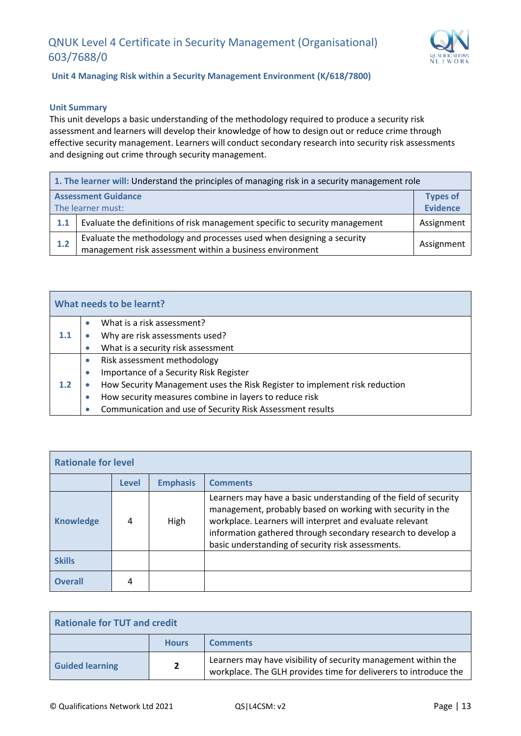# QNUK Level 4 Certificate in Security Management (Organisational) 603/7688/0

## Unit 4 Managing Risk within a Security Management Environment (K/618/7800)

### Unit Summary

This unit develops a basic understanding of the methodology required to produce a security risk assessment and learners will develop their knowledge of how to design out or reduce crime through effective security management. Learners will conduct secondary research into security risk assessments and designing out crime through security management.

| **1. The learner will:** Understand the principles of managing risk in a security management role | | |
|---|---|---|
| **Assessment Guidance** The learner must: | | **Types of Evidence** |
| **1.1** | Evaluate the definitions of risk management specific to security management | Assignment |
| **1.2** | Evaluate the methodology and processes used when designing a security management risk assessment within a business environment | Assignment |

| **What needs to be learnt?** | |
|---|---|
| **1.1** | • What is a risk assessment?<br>• Why are risk assessments used?<br>• What is a security risk assessment |
| **1.2** | • Risk assessment methodology<br>• Importance of a Security Risk Register<br>• How Security Management uses the Risk Register to implement risk reduction<br>• How security measures combine in layers to reduce risk<br>• Communication and use of Security Risk Assessment results |

| **Rationale for level** | | | |
|---|---|---|---|
| | **Level** | **Emphasis** | **Comments** |
| **Knowledge** | 4 | High | Learners may have a basic understanding of the field of security management, probably based on working with security in the workplace. Learners will interpret and evaluate relevant information gathered through secondary research to develop a basic understanding of security risk assessments. |
| **Skills** | | | |
| **Overall** | 4 | | |

| **Rationale for TUT and credit** | | |
|---|---|---|
| | **Hours** | **Comments** |
| **Guided learning** | **2** | Learners may have visibility of security management within the workplace. The GLH provides time for deliverers to introduce the |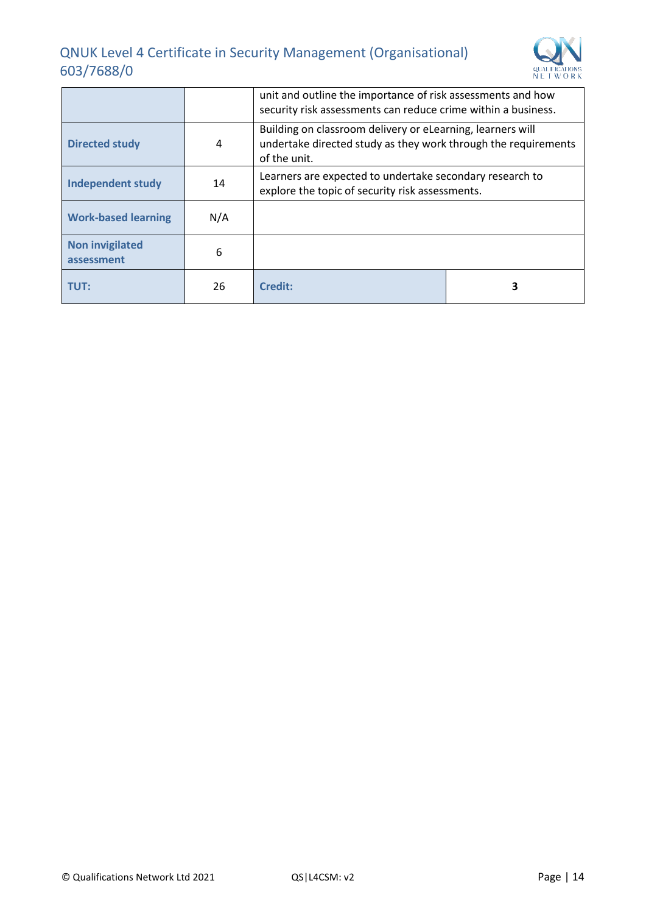| | | |
|---|---|---|
| | | unit and outline the importance of risk assessments and how security risk assessments can reduce crime within a business. |
| **Directed study** | 4 | Building on classroom delivery or eLearning, learners will undertake directed study as they work through the requirements of the unit. |
| **Independent study** | 14 | Learners are expected to undertake secondary research to explore the topic of security risk assessments. |
| **Work-based learning** | N/A | |
| **Non invigilated assessment** | 6 | |
| **TUT:** | 26 | **Credit:** 3 |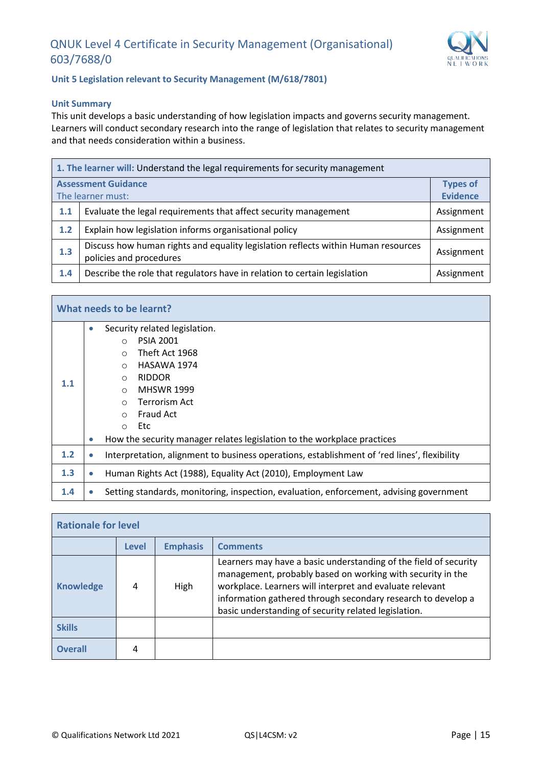# QNUK Level 4 Certificate in Security Management (Organisational) 603/7688/0

## Unit 5 Legislation relevant to Security Management (M/618/7801)

### Unit Summary

This unit develops a basic understanding of how legislation impacts and governs security management. Learners will conduct secondary research into the range of legislation that relates to security management and that needs consideration within a business.

| **1. The learner will:** Understand the legal requirements for security management | | |
|---|---|---|
| **Assessment Guidance** The learner must: | | **Types of Evidence** |
| **1.1** | Evaluate the legal requirements that affect security management | Assignment |
| **1.2** | Explain how legislation informs organisational policy | Assignment |
| **1.3** | Discuss how human rights and equality legislation reflects within Human resources policies and procedures | Assignment |
| **1.4** | Describe the role that regulators have in relation to certain legislation | Assignment |

| **What needs to be learnt?** | |
|---|---|
| **1.1** | • Security related legislation.<br>○ PSIA 2001<br>○ Theft Act 1968<br>○ HASAWA 1974<br>○ RIDDOR<br>○ MHSWR 1999<br>○ Terrorism Act<br>○ Fraud Act<br>○ Etc<br>• How the security manager relates legislation to the workplace practices |
| **1.2** | • Interpretation, alignment to business operations, establishment of 'red lines', flexibility |
| **1.3** | • Human Rights Act (1988), Equality Act (2010), Employment Law |
| **1.4** | • Setting standards, monitoring, inspection, evaluation, enforcement, advising government |

| **Rationale for level** | | | |
|---|---|---|---|
| | **Level** | **Emphasis** | **Comments** |
| **Knowledge** | 4 | High | Learners may have a basic understanding of the field of security management, probably based on working with security in the workplace. Learners will interpret and evaluate relevant information gathered through secondary research to develop a basic understanding of security related legislation. |
| **Skills** | | | |
| **Overall** | 4 | | |

© Qualifications Network Ltd 2021 QS|L4CSM: v2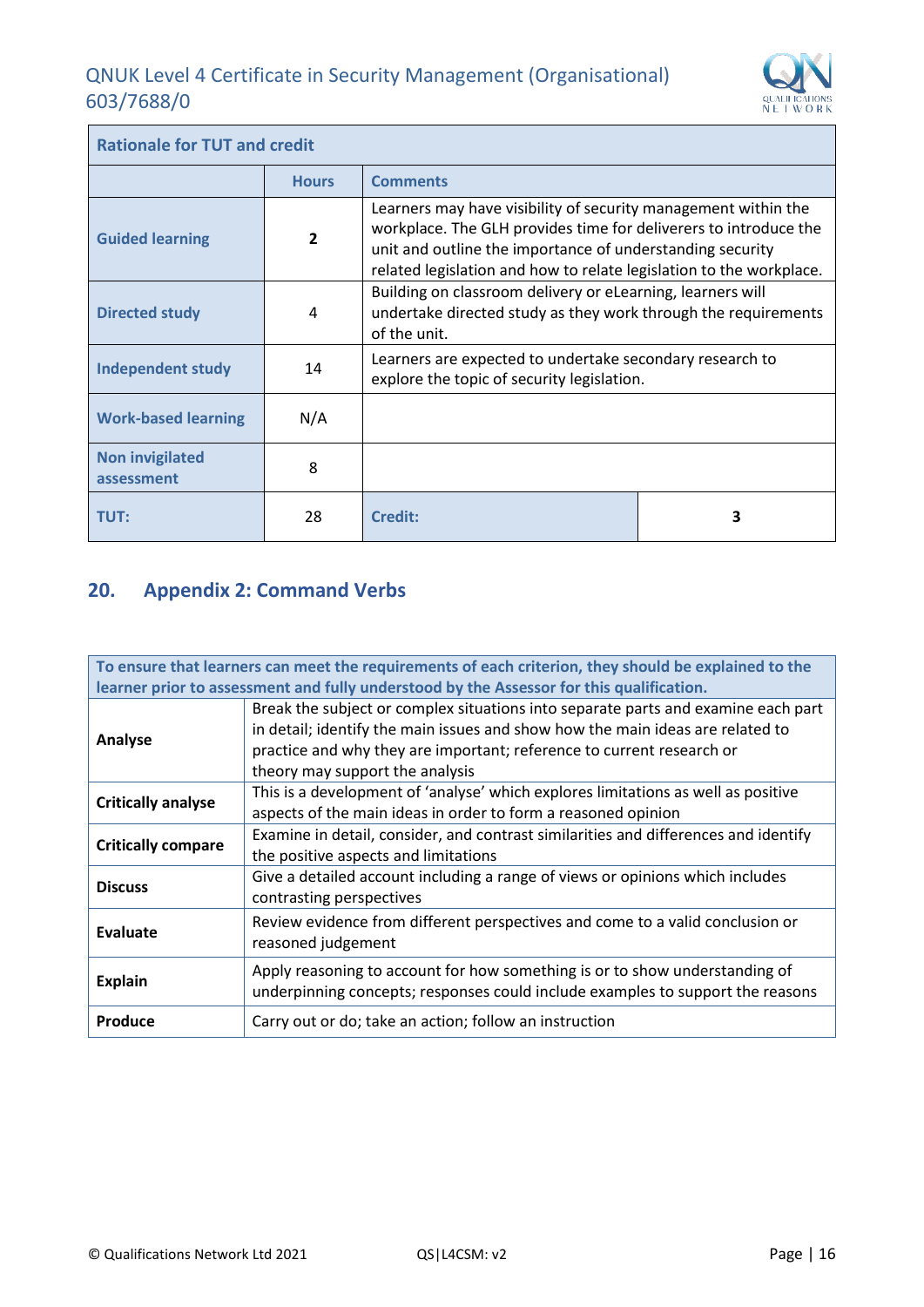| Rationale for TUT and credit | | | |
|---|---|---|---|
| | **Hours** | **Comments** | |
| **Guided learning** | **2** | Learners may have visibility of security management within the workplace. The GLH provides time for deliverers to introduce the unit and outline the importance of understanding security related legislation and how to relate legislation to the workplace. | |
| **Directed study** | 4 | Building on classroom delivery or eLearning, learners will undertake directed study as they work through the requirements of the unit. | |
| **Independent study** | 14 | Learners are expected to undertake secondary research to explore the topic of security legislation. | |
| **Work-based learning** | N/A | | |
| **Non invigilated assessment** | 8 | | |
| **TUT:** | 28 | **Credit:** | **3** |

## 20. Appendix 2: Command Verbs

| To ensure that learners can meet the requirements of each criterion, they should be explained to the learner prior to assessment and fully understood by the Assessor for this qualification. | |
|---|---|
| **Analyse** | Break the subject or complex situations into separate parts and examine each part in detail; identify the main issues and show how the main ideas are related to practice and why they are important; reference to current research or theory may support the analysis |
| **Critically analyse** | This is a development of 'analyse' which explores limitations as well as positive aspects of the main ideas in order to form a reasoned opinion |
| **Critically compare** | Examine in detail, consider, and contrast similarities and differences and identify the positive aspects and limitations |
| **Discuss** | Give a detailed account including a range of views or opinions which includes contrasting perspectives |
| **Evaluate** | Review evidence from different perspectives and come to a valid conclusion or reasoned judgement |
| **Explain** | Apply reasoning to account for how something is or to show understanding of underpinning concepts; responses could include examples to support the reasons |
| **Produce** | Carry out or do; take an action; follow an instruction |